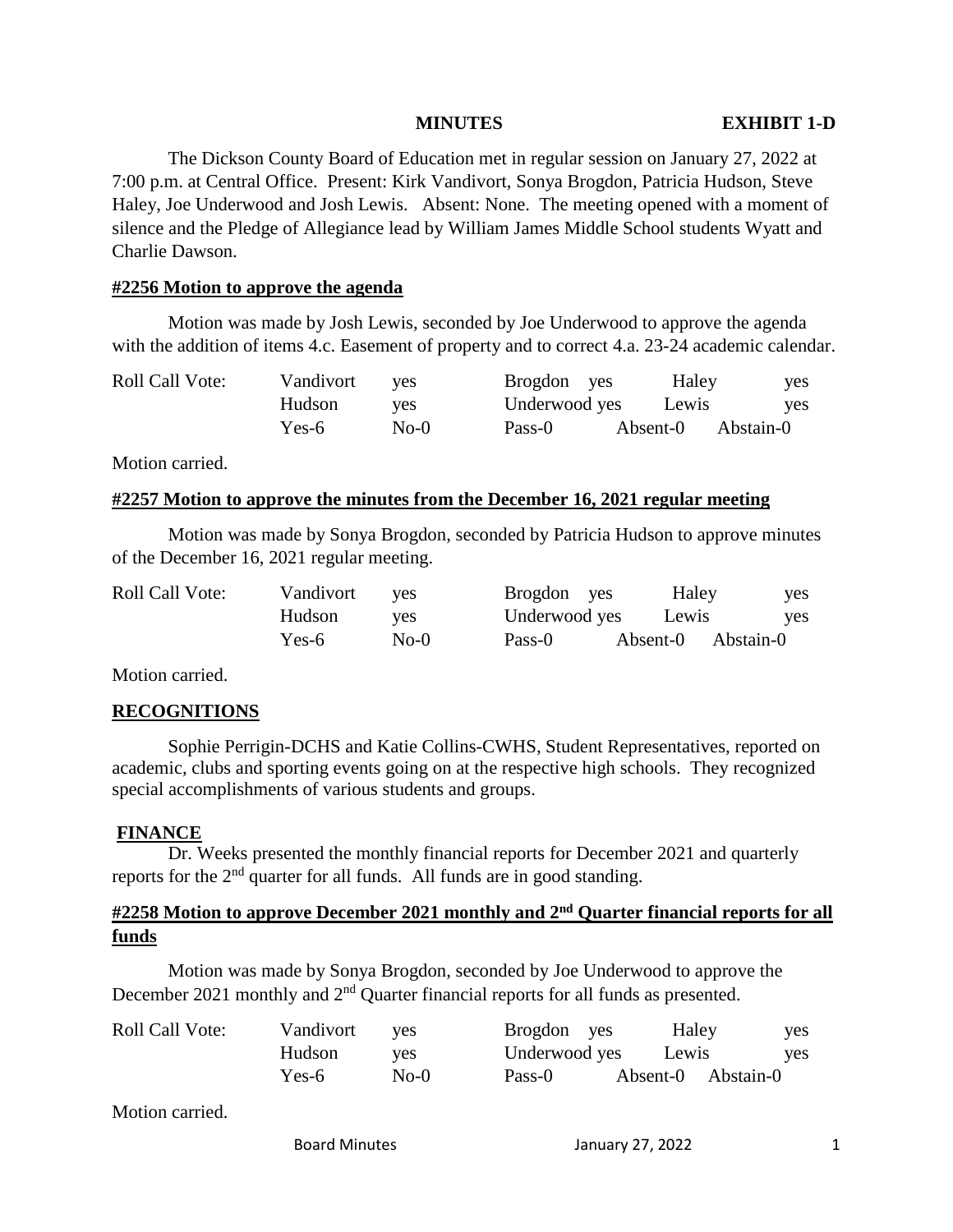**MINUTES** **EXHIBIT 1-D**

The Dickson County Board of Education met in regular session on January 27, 2022 at 7:00 p.m. at Central Office. Present: Kirk Vandivort, Sonya Brogdon, Patricia Hudson, Steve Haley, Joe Underwood and Josh Lewis. Absent: None. The meeting opened with a moment of silence and the Pledge of Allegiance lead by William James Middle School students Wyatt and Charlie Dawson.

**#2256 Motion to approve the agenda**

Motion was made by Josh Lewis, seconded by Joe Underwood to approve the agenda with the addition of items 4.c. Easement of property and to correct 4.a. 23-24 academic calendar.

| Roll Call Vote: | Vandivort | yes | Brogdon yes | Haley | yes |
|---|---|---|---|---|---|
| | Hudson | yes | Underwood yes | Lewis | yes |
| | Yes-6 | No-0 | Pass-0 | Absent-0 | Abstain-0 |

Motion carried.

**#2257 Motion to approve the minutes from the December 16, 2021 regular meeting**

Motion was made by Sonya Brogdon, seconded by Patricia Hudson to approve minutes of the December 16, 2021 regular meeting.

| Roll Call Vote: | Vandivort | yes | Brogdon yes | Haley | yes |
|---|---|---|---|---|---|
| | Hudson | yes | Underwood yes | Lewis | yes |
| | Yes-6 | No-0 | Pass-0 | Absent-0 | Abstain-0 |

Motion carried.

**RECOGNITIONS**

Sophie Perrigin-DCHS and Katie Collins-CWHS, Student Representatives, reported on academic, clubs and sporting events going on at the respective high schools. They recognized special accomplishments of various students and groups.

**FINANCE**

Dr. Weeks presented the monthly financial reports for December 2021 and quarterly reports for the 2nd quarter for all funds. All funds are in good standing.

**#2258 Motion to approve December 2021 monthly and 2nd Quarter financial reports for all funds**

Motion was made by Sonya Brogdon, seconded by Joe Underwood to approve the December 2021 monthly and 2nd Quarter financial reports for all funds as presented.

| Roll Call Vote: | Vandivort | yes | Brogdon yes | Haley | yes |
|---|---|---|---|---|---|
| | Hudson | yes | Underwood yes | Lewis | yes |
| | Yes-6 | No-0 | Pass-0 | Absent-0 | Abstain-0 |

Motion carried.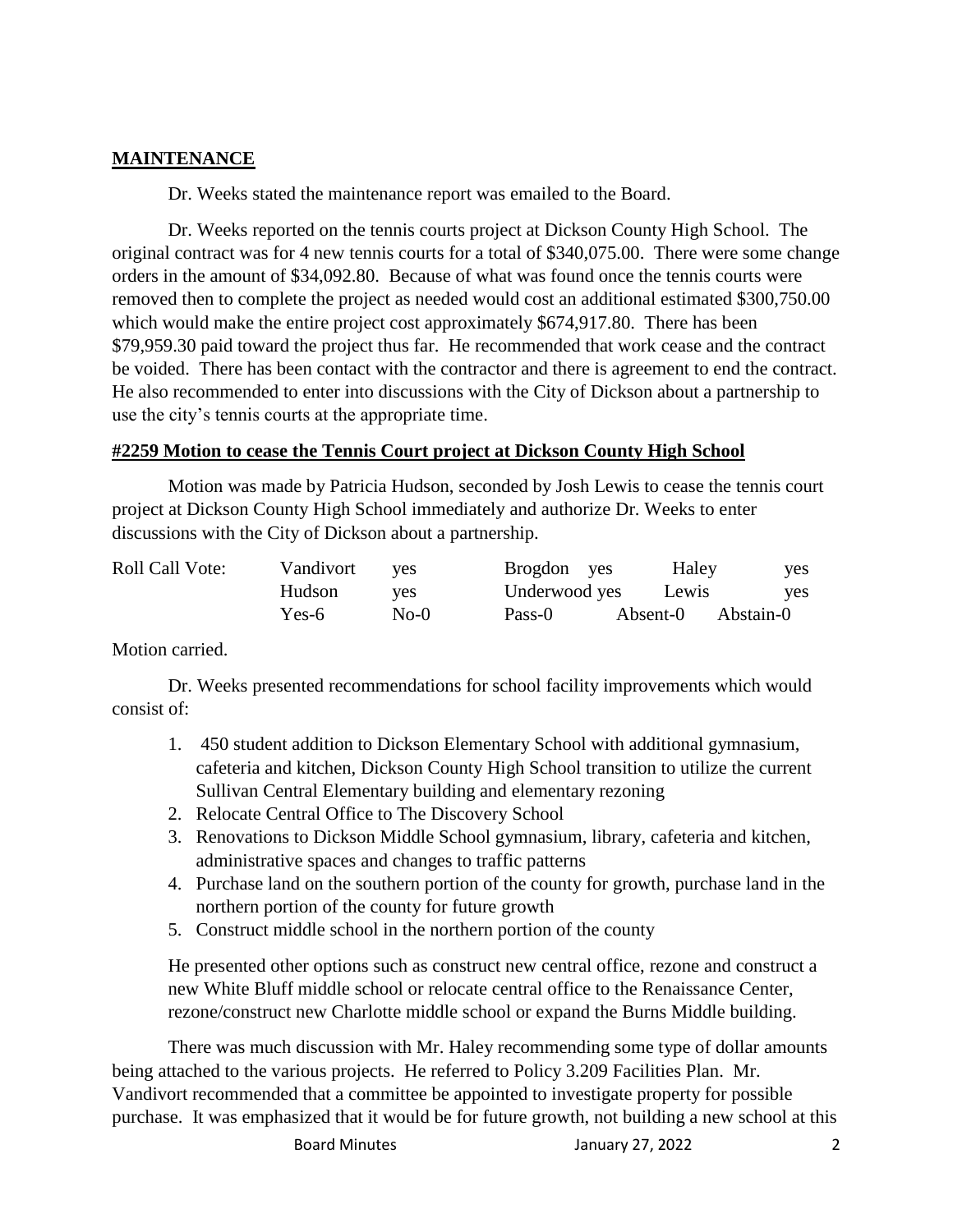## MAINTENANCE

Dr. Weeks stated the maintenance report was emailed to the Board.

Dr. Weeks reported on the tennis courts project at Dickson County High School. The original contract was for 4 new tennis courts for a total of $340,075.00. There were some change orders in the amount of $34,092.80. Because of what was found once the tennis courts were removed then to complete the project as needed would cost an additional estimated $300,750.00 which would make the entire project cost approximately $674,917.80. There has been $79,959.30 paid toward the project thus far. He recommended that work cease and the contract be voided. There has been contact with the contractor and there is agreement to end the contract. He also recommended to enter into discussions with the City of Dickson about a partnership to use the city's tennis courts at the appropriate time.

### #2259 Motion to cease the Tennis Court project at Dickson County High School

Motion was made by Patricia Hudson, seconded by Josh Lewis to cease the tennis court project at Dickson County High School immediately and authorize Dr. Weeks to enter discussions with the City of Dickson about a partnership.

| Roll Call Vote: | Vandivort | yes | Brogdon yes | Haley | yes |
|---|---|---|---|---|---|
| | Hudson | yes | Underwood yes | Lewis | yes |
| | Yes-6 | No-0 | Pass-0 | Absent-0 | Abstain-0 |

Motion carried.

Dr. Weeks presented recommendations for school facility improvements which would consist of:

1. 450 student addition to Dickson Elementary School with additional gymnasium, cafeteria and kitchen, Dickson County High School transition to utilize the current Sullivan Central Elementary building and elementary rezoning
2. Relocate Central Office to The Discovery School
3. Renovations to Dickson Middle School gymnasium, library, cafeteria and kitchen, administrative spaces and changes to traffic patterns
4. Purchase land on the southern portion of the county for growth, purchase land in the northern portion of the county for future growth
5. Construct middle school in the northern portion of the county

He presented other options such as construct new central office, rezone and construct a new White Bluff middle school or relocate central office to the Renaissance Center, rezone/construct new Charlotte middle school or expand the Burns Middle building.

There was much discussion with Mr. Haley recommending some type of dollar amounts being attached to the various projects. He referred to Policy 3.209 Facilities Plan. Mr. Vandivort recommended that a committee be appointed to investigate property for possible purchase. It was emphasized that it would be for future growth, not building a new school at this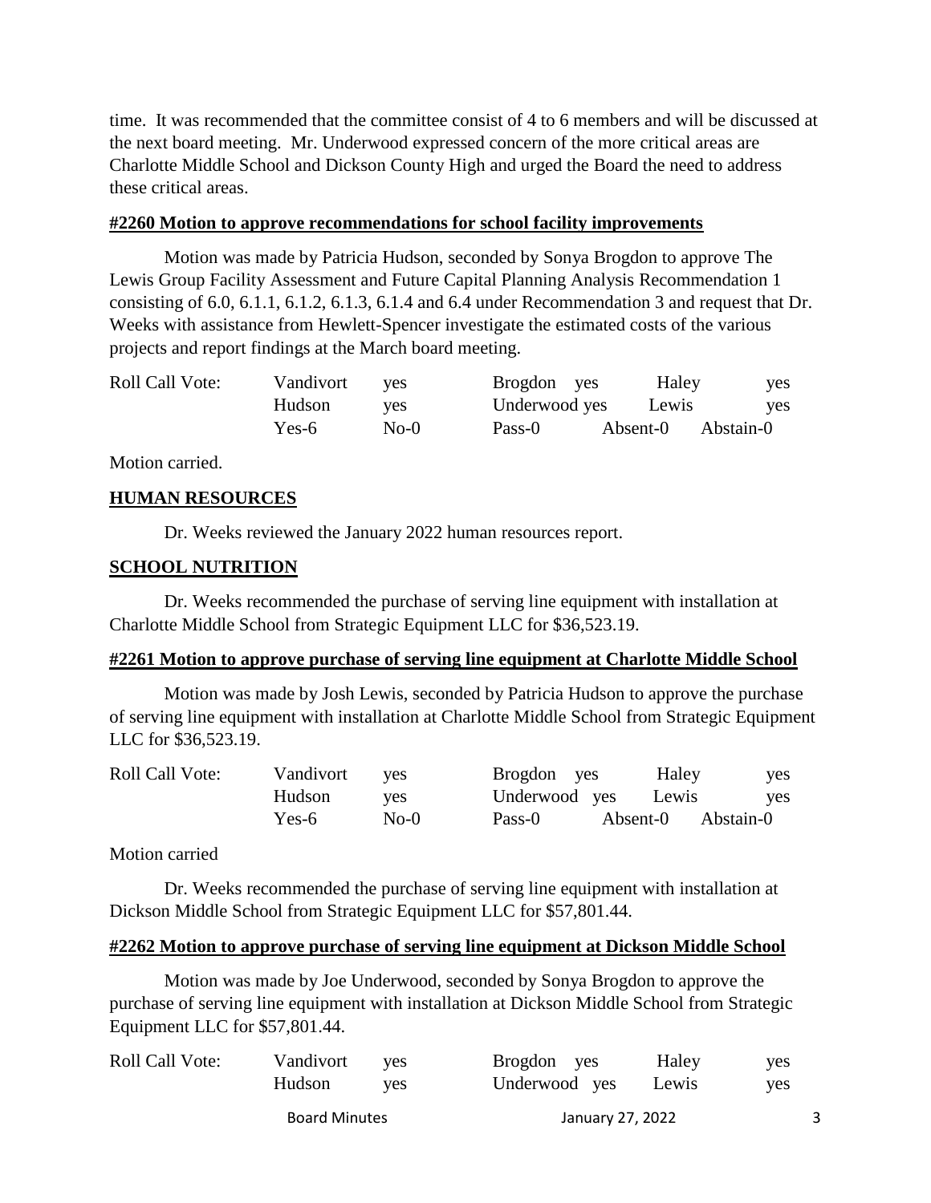time. It was recommended that the committee consist of 4 to 6 members and will be discussed at the next board meeting. Mr. Underwood expressed concern of the more critical areas are Charlotte Middle School and Dickson County High and urged the Board the need to address these critical areas.

**#2260 Motion to approve recommendations for school facility improvements**

Motion was made by Patricia Hudson, seconded by Sonya Brogdon to approve The Lewis Group Facility Assessment and Future Capital Planning Analysis Recommendation 1 consisting of 6.0, 6.1.1, 6.1.2, 6.1.3, 6.1.4 and 6.4 under Recommendation 3 and request that Dr. Weeks with assistance from Hewlett-Spencer investigate the estimated costs of the various projects and report findings at the March board meeting.

| Roll Call Vote: | Vandivort | yes | Brogdon yes | Haley | yes |
|---|---|---|---|---|---|
| | Hudson | yes | Underwood yes | Lewis | yes |
| | Yes-6 | No-0 | Pass-0 | Absent-0 | Abstain-0 |

Motion carried.

## HUMAN RESOURCES

Dr. Weeks reviewed the January 2022 human resources report.

## SCHOOL NUTRITION

Dr. Weeks recommended the purchase of serving line equipment with installation at Charlotte Middle School from Strategic Equipment LLC for $36,523.19.

**#2261 Motion to approve purchase of serving line equipment at Charlotte Middle School**

Motion was made by Josh Lewis, seconded by Patricia Hudson to approve the purchase of serving line equipment with installation at Charlotte Middle School from Strategic Equipment LLC for $36,523.19.

| Roll Call Vote: | Vandivort | yes | Brogdon yes | Haley | yes |
|---|---|---|---|---|---|
| | Hudson | yes | Underwood yes | Lewis | yes |
| | Yes-6 | No-0 | Pass-0 | Absent-0 | Abstain-0 |

Motion carried

Dr. Weeks recommended the purchase of serving line equipment with installation at Dickson Middle School from Strategic Equipment LLC for $57,801.44.

**#2262 Motion to approve purchase of serving line equipment at Dickson Middle School**

Motion was made by Joe Underwood, seconded by Sonya Brogdon to approve the purchase of serving line equipment with installation at Dickson Middle School from Strategic Equipment LLC for $57,801.44.

| Roll Call Vote: | Vandivort | yes | Brogdon yes | Haley | yes |
|---|---|---|---|---|---|
| | Hudson | yes | Underwood yes | Lewis | yes |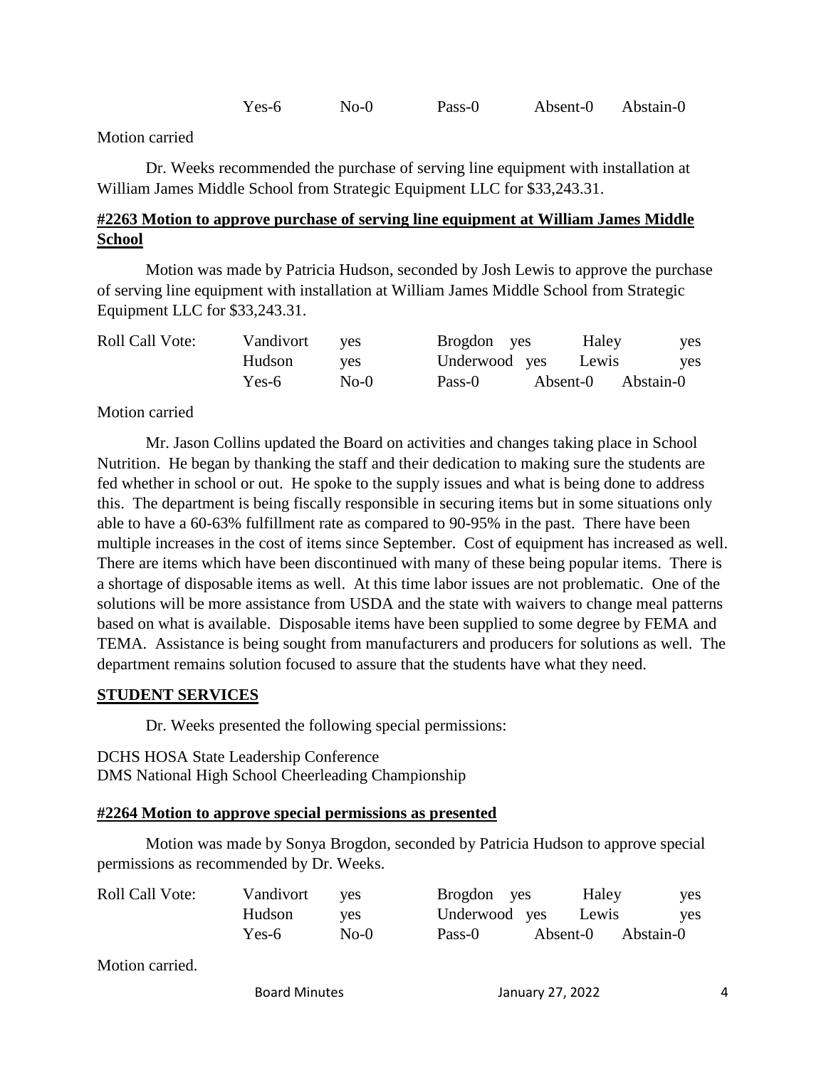| | | | | | |
|---|---|---|---|---|---|
| | Yes-6 | No-0 | Pass-0 | Absent-0 | Abstain-0 |

Motion carried

Dr. Weeks recommended the purchase of serving line equipment with installation at William James Middle School from Strategic Equipment LLC for $33,243.31.

**#2263 Motion to approve purchase of serving line equipment at William James Middle School**

Motion was made by Patricia Hudson, seconded by Josh Lewis to approve the purchase of serving line equipment with installation at William James Middle School from Strategic Equipment LLC for $33,243.31.

| Roll Call Vote: | Vandivort | yes | Brogdon | yes | Haley | yes |
|---|---|---|---|---|---|---|
| | Hudson | yes | Underwood | yes | Lewis | yes |
| | Yes-6 | No-0 | Pass-0 | Absent-0 | Abstain-0 | |

Motion carried

Mr. Jason Collins updated the Board on activities and changes taking place in School Nutrition. He began by thanking the staff and their dedication to making sure the students are fed whether in school or out. He spoke to the supply issues and what is being done to address this. The department is being fiscally responsible in securing items but in some situations only able to have a 60-63% fulfillment rate as compared to 90-95% in the past. There have been multiple increases in the cost of items since September. Cost of equipment has increased as well. There are items which have been discontinued with many of these being popular items. There is a shortage of disposable items as well. At this time labor issues are not problematic. One of the solutions will be more assistance from USDA and the state with waivers to change meal patterns based on what is available. Disposable items have been supplied to some degree by FEMA and TEMA. Assistance is being sought from manufacturers and producers for solutions as well. The department remains solution focused to assure that the students have what they need.

**STUDENT SERVICES**

Dr. Weeks presented the following special permissions:

DCHS HOSA State Leadership Conference
DMS National High School Cheerleading Championship

**#2264 Motion to approve special permissions as presented**

Motion was made by Sonya Brogdon, seconded by Patricia Hudson to approve special permissions as recommended by Dr. Weeks.

| Roll Call Vote: | Vandivort | yes | Brogdon | yes | Haley | yes |
|---|---|---|---|---|---|---|
| | Hudson | yes | Underwood | yes | Lewis | yes |
| | Yes-6 | No-0 | Pass-0 | Absent-0 | Abstain-0 | |

Motion carried.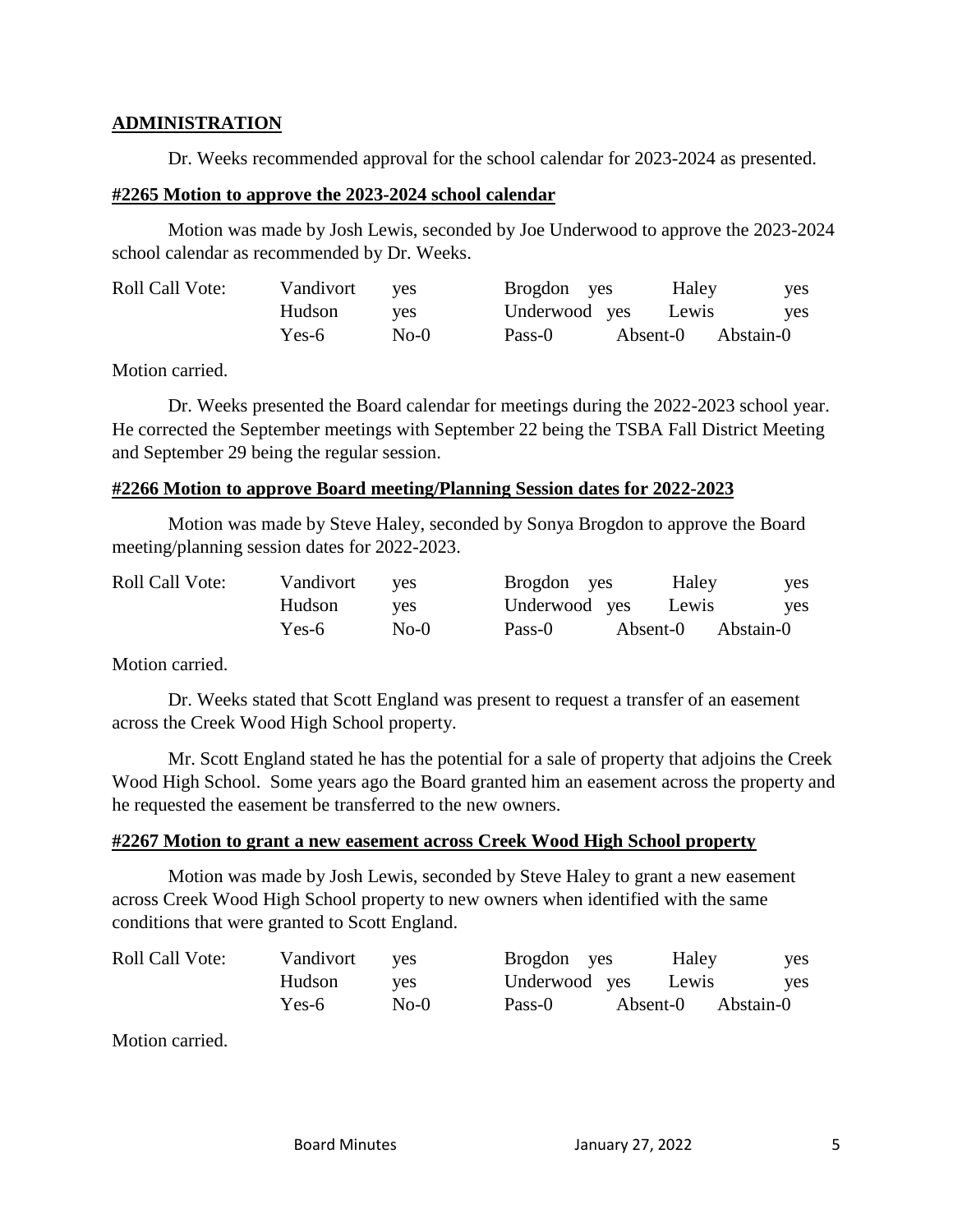## ADMINISTRATION

Dr. Weeks recommended approval for the school calendar for 2023-2024 as presented.

### #2265 Motion to approve the 2023-2024 school calendar

Motion was made by Josh Lewis, seconded by Joe Underwood to approve the 2023-2024 school calendar as recommended by Dr. Weeks.

| Roll Call Vote: | Vandivort | yes | Brogdon | yes | Haley | yes |
|---|---|---|---|---|---|---|
| | Hudson | yes | Underwood | yes | Lewis | yes |
| | Yes-6 | No-0 | Pass-0 | Absent-0 | Abstain-0 | |

Motion carried.

Dr. Weeks presented the Board calendar for meetings during the 2022-2023 school year. He corrected the September meetings with September 22 being the TSBA Fall District Meeting and September 29 being the regular session.

### #2266 Motion to approve Board meeting/Planning Session dates for 2022-2023

Motion was made by Steve Haley, seconded by Sonya Brogdon to approve the Board meeting/planning session dates for 2022-2023.

| Roll Call Vote: | Vandivort | yes | Brogdon | yes | Haley | yes |
|---|---|---|---|---|---|---|
| | Hudson | yes | Underwood | yes | Lewis | yes |
| | Yes-6 | No-0 | Pass-0 | Absent-0 | Abstain-0 | |

Motion carried.

Dr. Weeks stated that Scott England was present to request a transfer of an easement across the Creek Wood High School property.

Mr. Scott England stated he has the potential for a sale of property that adjoins the Creek Wood High School. Some years ago the Board granted him an easement across the property and he requested the easement be transferred to the new owners.

### #2267 Motion to grant a new easement across Creek Wood High School property

Motion was made by Josh Lewis, seconded by Steve Haley to grant a new easement across Creek Wood High School property to new owners when identified with the same conditions that were granted to Scott England.

| Roll Call Vote: | Vandivort | yes | Brogdon | yes | Haley | yes |
|---|---|---|---|---|---|---|
| | Hudson | yes | Underwood | yes | Lewis | yes |
| | Yes-6 | No-0 | Pass-0 | Absent-0 | Abstain-0 | |

Motion carried.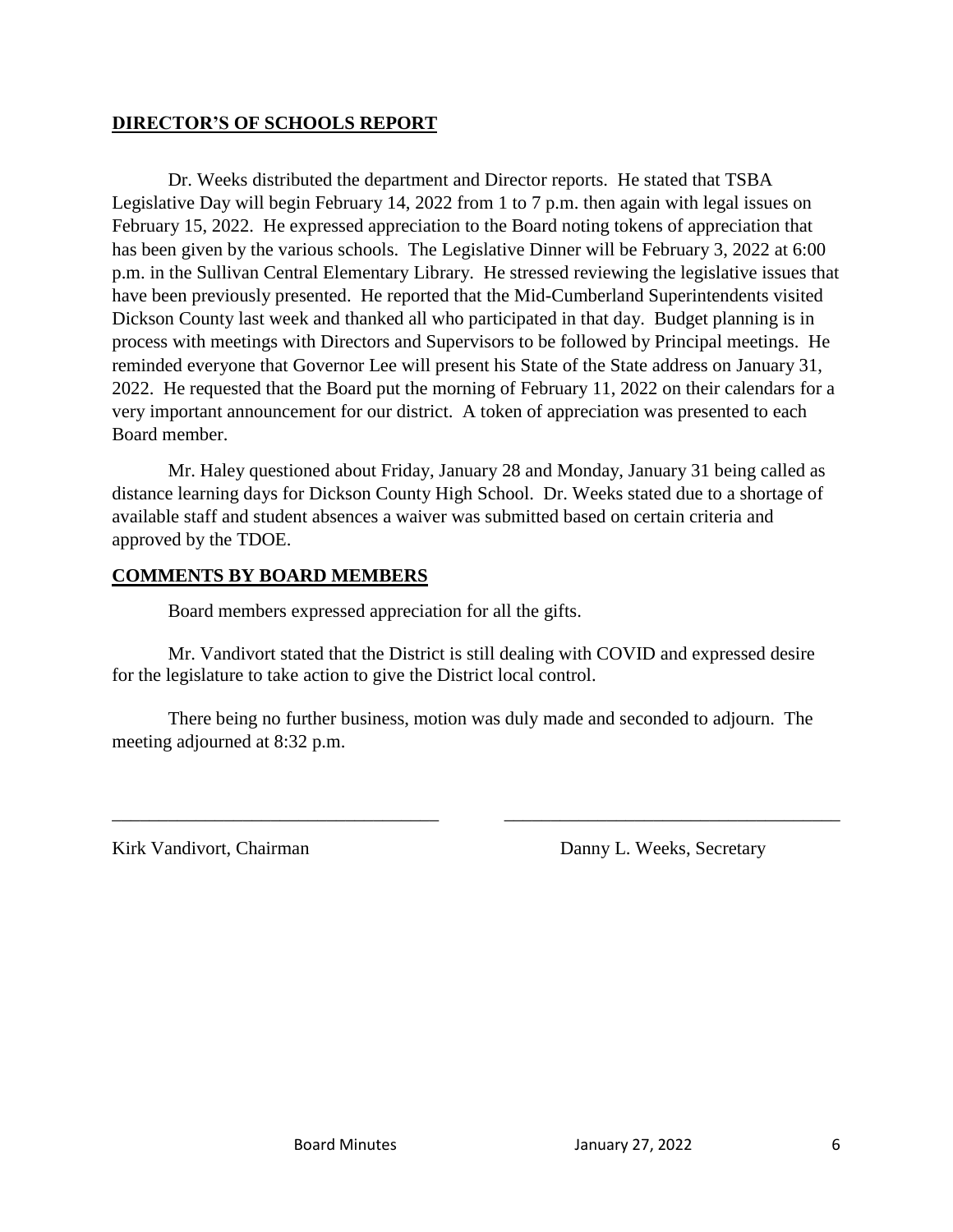## DIRECTOR'S OF SCHOOLS REPORT

Dr. Weeks distributed the department and Director reports. He stated that TSBA Legislative Day will begin February 14, 2022 from 1 to 7 p.m. then again with legal issues on February 15, 2022. He expressed appreciation to the Board noting tokens of appreciation that has been given by the various schools. The Legislative Dinner will be February 3, 2022 at 6:00 p.m. in the Sullivan Central Elementary Library. He stressed reviewing the legislative issues that have been previously presented. He reported that the Mid-Cumberland Superintendents visited Dickson County last week and thanked all who participated in that day. Budget planning is in process with meetings with Directors and Supervisors to be followed by Principal meetings. He reminded everyone that Governor Lee will present his State of the State address on January 31, 2022. He requested that the Board put the morning of February 11, 2022 on their calendars for a very important announcement for our district. A token of appreciation was presented to each Board member.

Mr. Haley questioned about Friday, January 28 and Monday, January 31 being called as distance learning days for Dickson County High School. Dr. Weeks stated due to a shortage of available staff and student absences a waiver was submitted based on certain criteria and approved by the TDOE.

## COMMENTS BY BOARD MEMBERS

Board members expressed appreciation for all the gifts.

Mr. Vandivort stated that the District is still dealing with COVID and expressed desire for the legislature to take action to give the District local control.

There being no further business, motion was duly made and seconded to adjourn. The meeting adjourned at 8:32 p.m.

\_\_\_\_\_\_\_\_\_\_\_\_\_\_\_\_\_\_\_\_\_\_\_\_\_\_\_\_\_\_\_\_\_\_\_ \_\_\_\_\_\_\_\_\_\_\_\_\_\_\_\_\_\_\_\_\_\_\_\_\_\_\_\_\_\_\_\_\_\_\_

Kirk Vandivort, Chairman Danny L. Weeks, Secretary